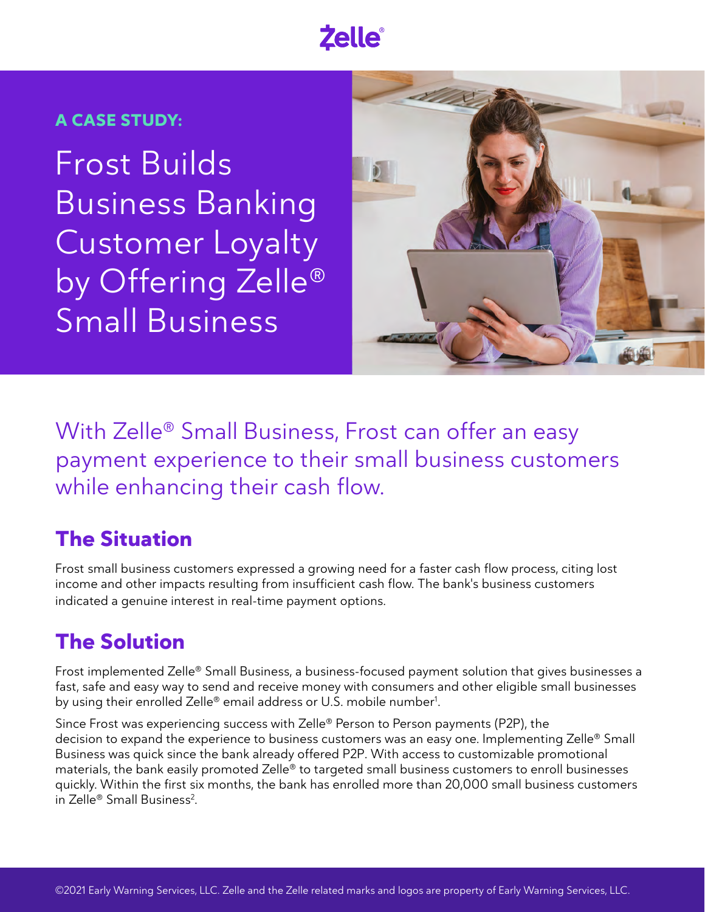Zelle®

**A CASE STUDY:**

# Frost Builds Business Banking Customer Loyalty by Offering Zelle® Small Business

With Zelle® Small Business, Frost can offer an easy payment experience to their small business customers while enhancing their cash flow.

## The Situation

Frost small business customers expressed a growing need for a faster cash flow process, citing lost income and other impacts resulting from insufficient cash flow. The bank's business customers indicated a genuine interest in real-time payment options.

## The Solution

Frost implemented Zelle® Small Business, a business-focused payment solution that gives businesses a fast, safe and easy way to send and receive money with consumers and other eligible small businesses by using their enrolled Zelle® email address or U.S. mobile number[1].

Since Frost was experiencing success with Zelle® Person to Person payments (P2P), the decision to expand the experience to business customers was an easy one. Implementing Zelle® Small Business was quick since the bank already offered P2P. With access to customizable promotional materials, the bank easily promoted Zelle® to targeted small business customers to enroll businesses quickly. Within the first six months, the bank has enrolled more than 20,000 small business customers in Zelle® Small Business[2].

©2021 Early Warning Services, LLC. Zelle and the Zelle related marks and logos are property of Early Warning Services, LLC.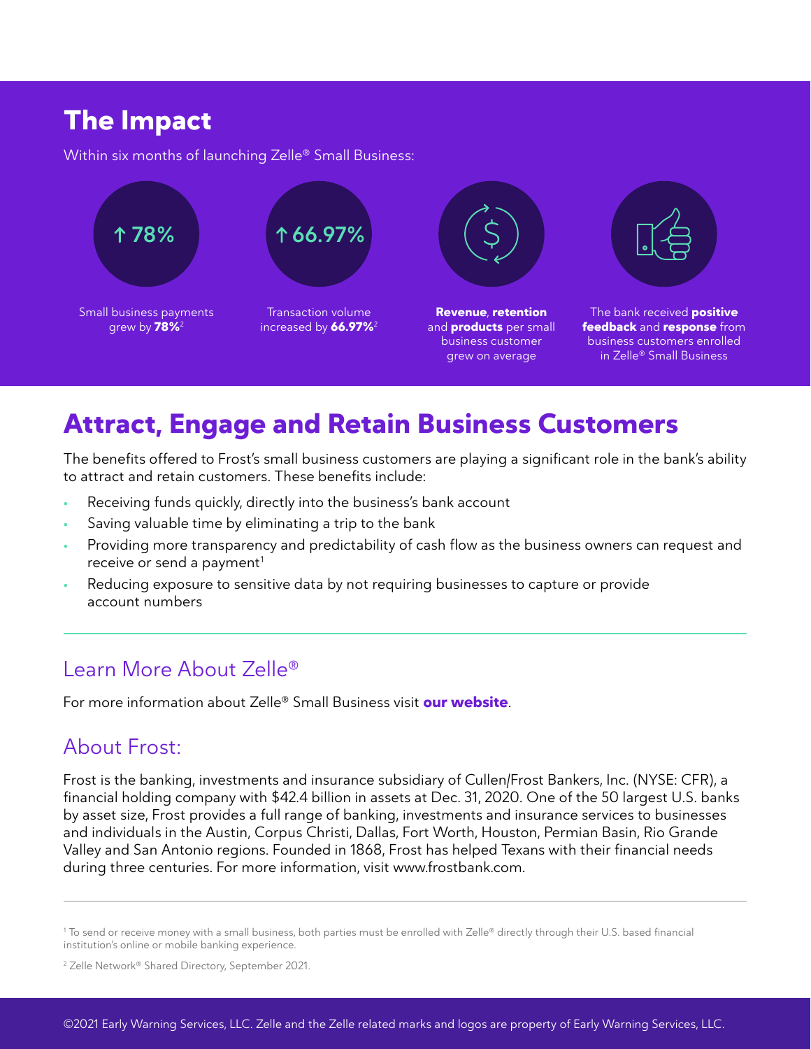## The Impact

Within six months of launching Zelle® Small Business:

↑ 78%

Small business payments grew by **78%**[2]

↑ 66.97%

Transaction volume increased by **66.97%**[2]

**Revenue**, **retention** and **products** per small business customer grew on average

The bank received **positive feedback** and **response** from business customers enrolled in Zelle® Small Business

# Attract, Engage and Retain Business Customers

The benefits offered to Frost's small business customers are playing a significant role in the bank's ability to attract and retain customers. These benefits include:

- Receiving funds quickly, directly into the business's bank account
- Saving valuable time by eliminating a trip to the bank
- Providing more transparency and predictability of cash flow as the business owners can request and receive or send a payment[1]
- Reducing exposure to sensitive data by not requiring businesses to capture or provide account numbers

## Learn More About Zelle®

For more information about Zelle® Small Business visit **our website**.

## About Frost:

Frost is the banking, investments and insurance subsidiary of Cullen/Frost Bankers, Inc. (NYSE: CFR), a financial holding company with $42.4 billion in assets at Dec. 31, 2020. One of the 50 largest U.S. banks by asset size, Frost provides a full range of banking, investments and insurance services to businesses and individuals in the Austin, Corpus Christi, Dallas, Fort Worth, Houston, Permian Basin, Rio Grande Valley and San Antonio regions. Founded in 1868, Frost has helped Texans with their financial needs during three centuries. For more information, visit www.frostbank.com.

---

[1] To send or receive money with a small business, both parties must be enrolled with Zelle® directly through their U.S. based financial institution's online or mobile banking experience.

[2] Zelle Network® Shared Directory, September 2021.

©2021 Early Warning Services, LLC. Zelle and the Zelle related marks and logos are property of Early Warning Services, LLC.